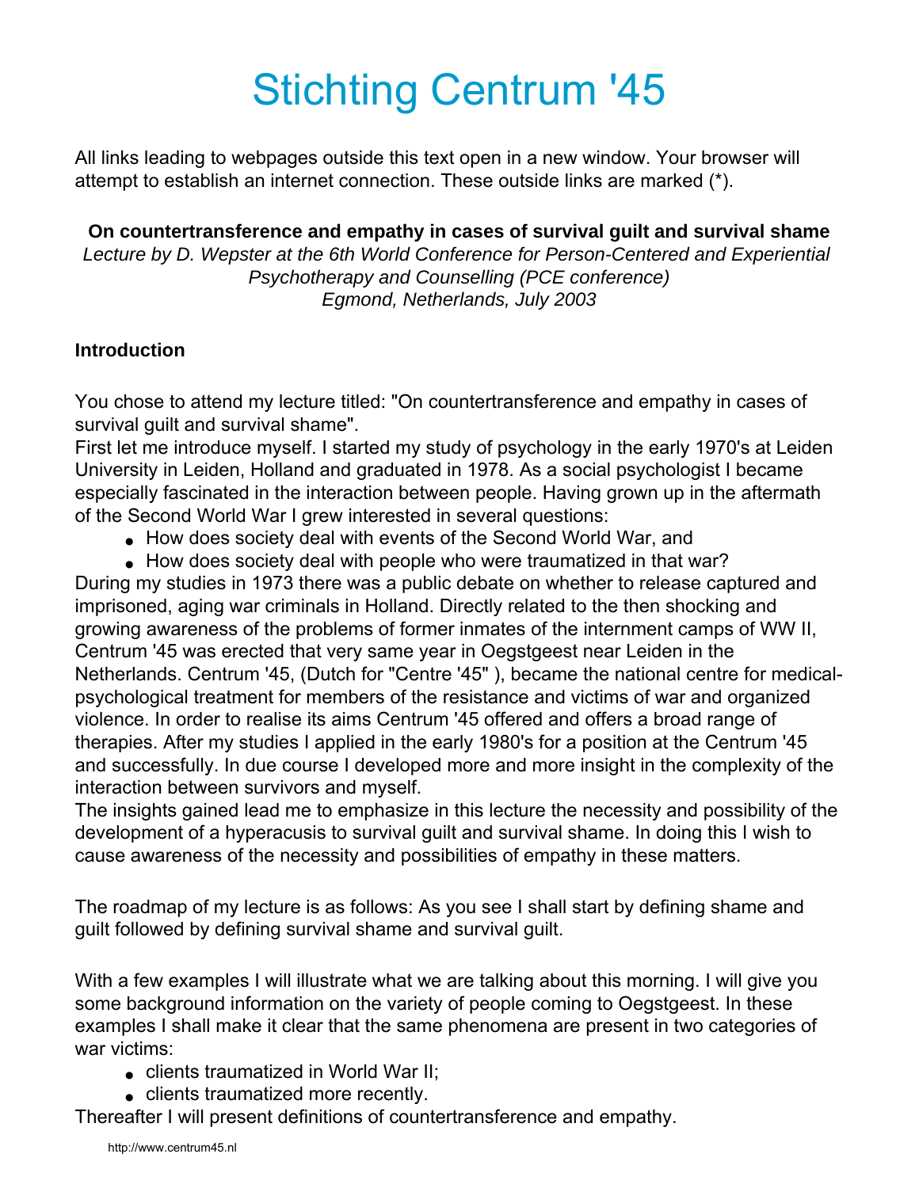# Stichting Centrum '45

All links leading to webpages outside this text open in a new window. Your browser will attempt to establish an internet connection. These outside links are marked (*).

**On countertransference and empathy in cases of survival guilt and survival shame**

*Lecture by D. Wepster at the 6th World Conference for Person-Centered and Experiential Psychotherapy and Counselling (PCE conference)*
*Egmond, Netherlands, July 2003*

### Introduction

You chose to attend my lecture titled: "On countertransference and empathy in cases of survival guilt and survival shame".
First let me introduce myself. I started my study of psychology in the early 1970's at Leiden University in Leiden, Holland and graduated in 1978. As a social psychologist I became especially fascinated in the interaction between people. Having grown up in the aftermath of the Second World War I grew interested in several questions:

- How does society deal with events of the Second World War, and
- How does society deal with people who were traumatized in that war?

During my studies in 1973 there was a public debate on whether to release captured and imprisoned, aging war criminals in Holland. Directly related to the then shocking and growing awareness of the problems of former inmates of the internment camps of WW II, Centrum '45 was erected that very same year in Oegstgeest near Leiden in the Netherlands. Centrum '45, (Dutch for "Centre '45" ), became the national centre for medical-psychological treatment for members of the resistance and victims of war and organized violence. In order to realise its aims Centrum '45 offered and offers a broad range of therapies. After my studies I applied in the early 1980's for a position at the Centrum '45 and successfully. In due course I developed more and more insight in the complexity of the interaction between survivors and myself.
The insights gained lead me to emphasize in this lecture the necessity and possibility of the development of a hyperacusis to survival guilt and survival shame. In doing this I wish to cause awareness of the necessity and possibilities of empathy in these matters.

The roadmap of my lecture is as follows: As you see I shall start by defining shame and guilt followed by defining survival shame and survival guilt.

With a few examples I will illustrate what we are talking about this morning. I will give you some background information on the variety of people coming to Oegstgeest. In these examples I shall make it clear that the same phenomena are present in two categories of war victims:

- clients traumatized in World War II;
- clients traumatized more recently.

Thereafter I will present definitions of countertransference and empathy.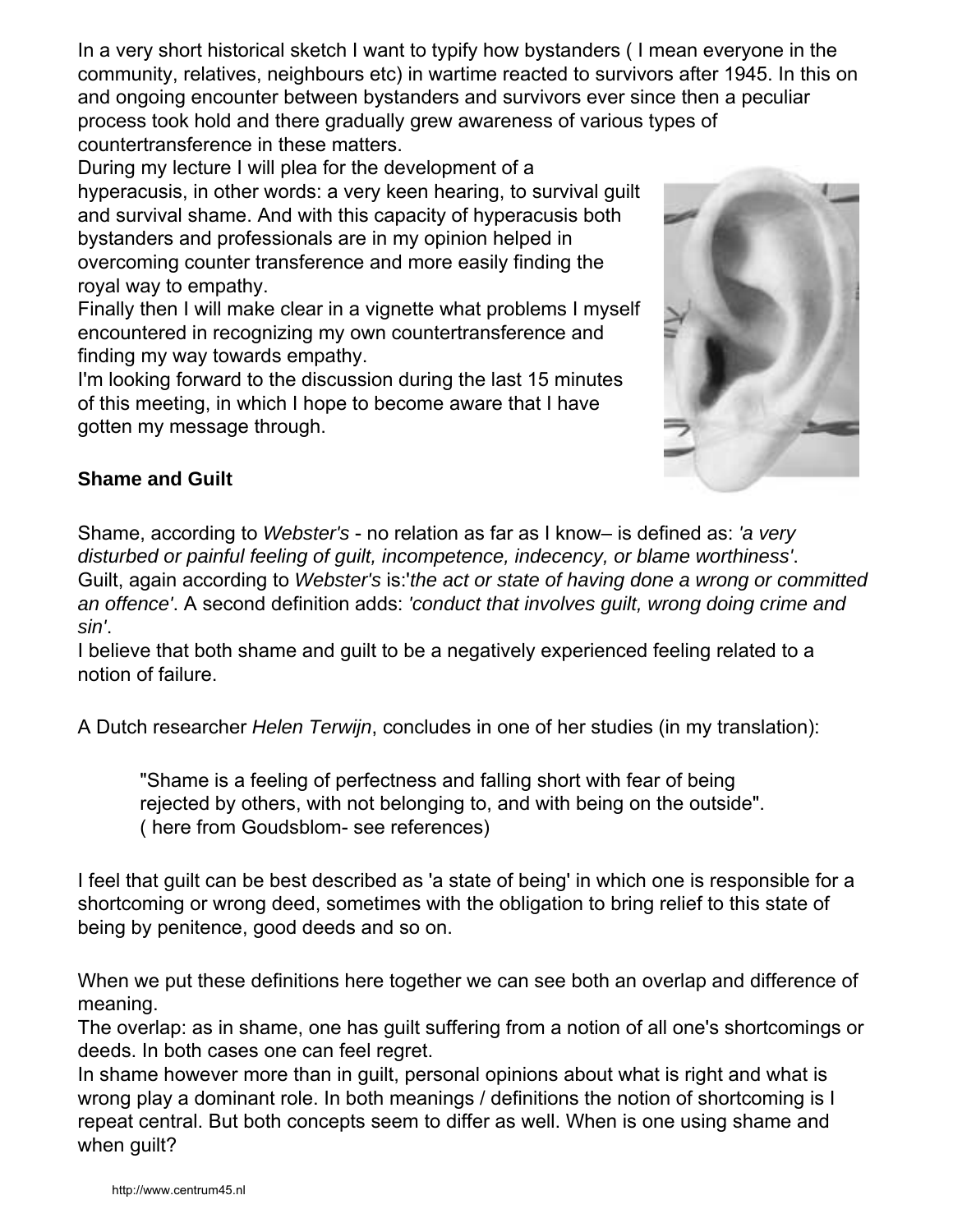In a very short historical sketch I want to typify how bystanders ( I mean everyone in the community, relatives, neighbours etc) in wartime reacted to survivors after 1945. In this on and ongoing encounter between bystanders and survivors ever since then a peculiar process took hold and there gradually grew awareness of various types of countertransference in these matters.

During my lecture I will plea for the development of a hyperacusis, in other words: a very keen hearing, to survival guilt and survival shame. And with this capacity of hyperacusis both bystanders and professionals are in my opinion helped in overcoming counter transference and more easily finding the royal way to empathy.

Finally then I will make clear in a vignette what problems I myself encountered in recognizing my own countertransference and finding my way towards empathy.

I'm looking forward to the discussion during the last 15 minutes of this meeting, in which I hope to become aware that I have gotten my message through.

**Shame and Guilt**

Shame, according to *Webster's* - no relation as far as I know– is defined as: *'a very disturbed or painful feeling of guilt, incompetence, indecency, or blame worthiness'*.
Guilt, again according to *Webster's* is:*'the act or state of having done a wrong or committed an offence'*. A second definition adds: *'conduct that involves guilt, wrong doing crime and sin'*.
I believe that both shame and guilt to be a negatively experienced feeling related to a notion of failure.

A Dutch researcher *Helen Terwijn*, concludes in one of her studies (in my translation):

> "Shame is a feeling of perfectness and falling short with fear of being rejected by others, with not belonging to, and with being on the outside".
> ( here from Goudsblom- see references)

I feel that guilt can be best described as 'a state of being' in which one is responsible for a shortcoming or wrong deed, sometimes with the obligation to bring relief to this state of being by penitence, good deeds and so on.

When we put these definitions here together we can see both an overlap and difference of meaning.
The overlap: as in shame, one has guilt suffering from a notion of all one's shortcomings or deeds. In both cases one can feel regret.
In shame however more than in guilt, personal opinions about what is right and what is wrong play a dominant role. In both meanings / definitions the notion of shortcoming is I repeat central. But both concepts seem to differ as well. When is one using shame and when guilt?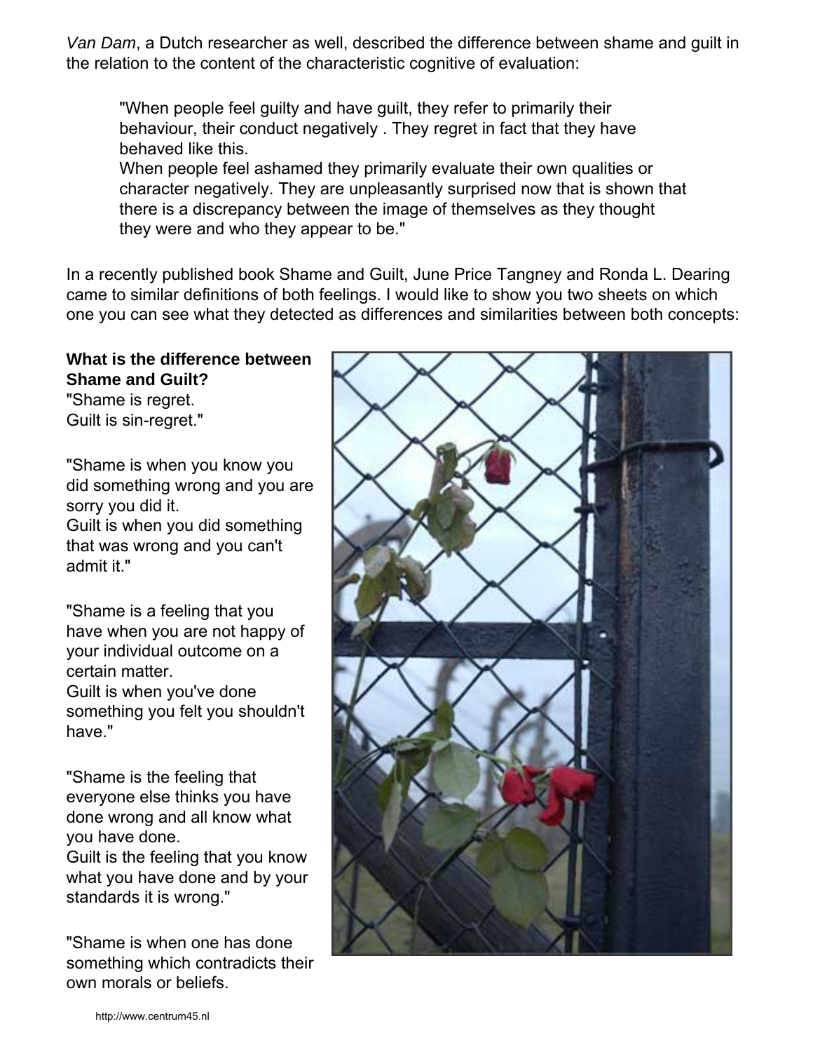*Van Dam*, a Dutch researcher as well, described the difference between shame and guilt in the relation to the content of the characteristic cognitive of evaluation:

> "When people feel guilty and have guilt, they refer to primarily their behaviour, their conduct negatively . They regret in fact that they have behaved like this.
> When people feel ashamed they primarily evaluate their own qualities or character negatively. They are unpleasantly surprised now that is shown that there is a discrepancy between the image of themselves as they thought they were and who they appear to be."

In a recently published book Shame and Guilt, June Price Tangney and Ronda L. Dearing came to similar definitions of both feelings. I would like to show you two sheets on which one you can see what they detected as differences and similarities between both concepts:

**What is the difference between Shame and Guilt?**
"Shame is regret.
Guilt is sin-regret."

"Shame is when you know you did something wrong and you are sorry you did it.
Guilt is when you did something that was wrong and you can't admit it."

"Shame is a feeling that you have when you are not happy of your individual outcome on a certain matter.
Guilt is when you've done something you felt you shouldn't have."

"Shame is the feeling that everyone else thinks you have done wrong and all know what you have done.
Guilt is the feeling that you know what you have done and by your standards it is wrong."

"Shame is when one has done something which contradicts their own morals or beliefs.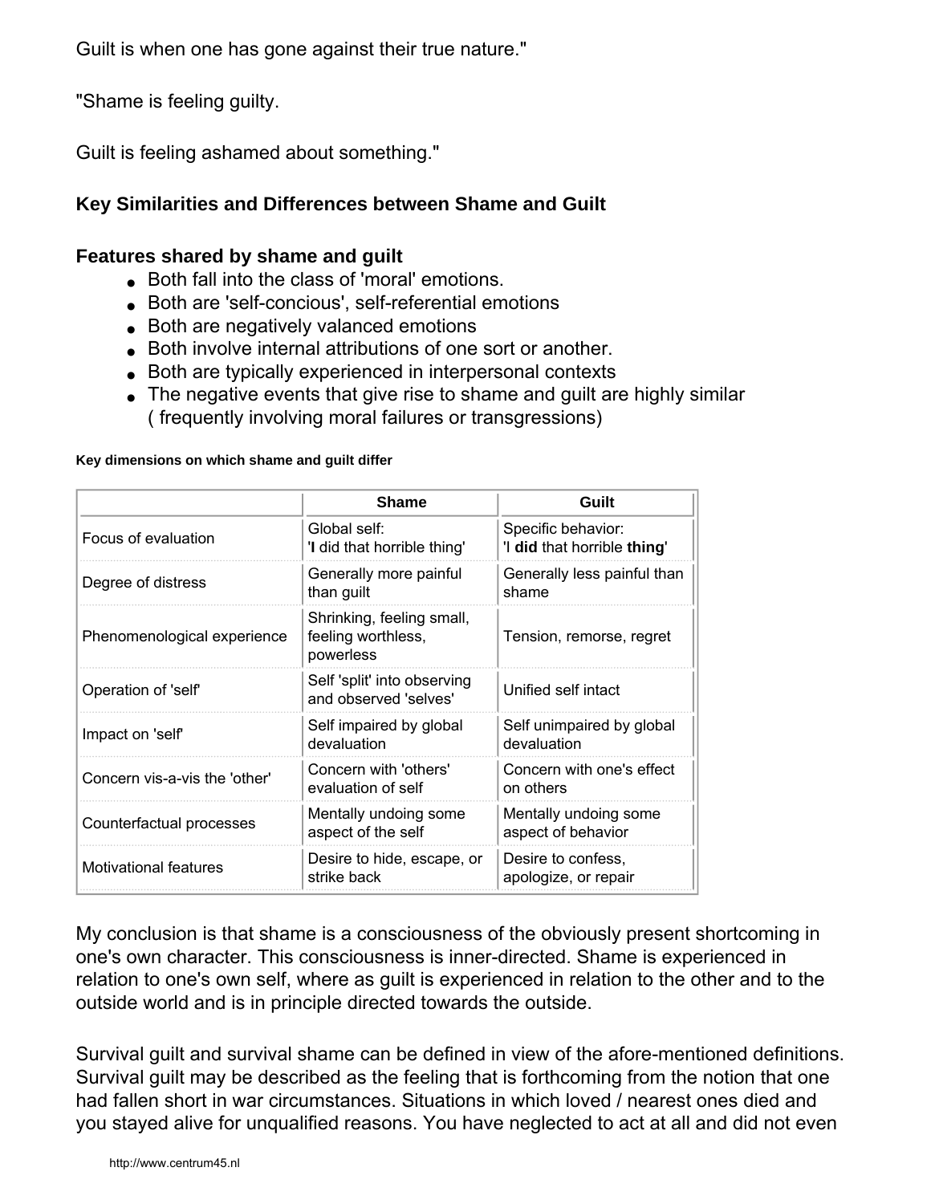Guilt is when one has gone against their true nature."

"Shame is feeling guilty.

Guilt is feeling ashamed about something."

### Key Similarities and Differences between Shame and Guilt

### Features shared by shame and guilt

- Both fall into the class of 'moral' emotions.
- Both are 'self-concious', self-referential emotions
- Both are negatively valanced emotions
- Both involve internal attributions of one sort or another.
- Both are typically experienced in interpersonal contexts
- The negative events that give rise to shame and guilt are highly similar ( frequently involving moral failures or transgressions)

**Key dimensions on which shame and guilt differ**

| | **Shame** | **Guilt** |
|---|---|---|
| Focus of evaluation | Global self: '**I** did that horrible thing' | Specific behavior: 'I **did** that horrible **thing**' |
| Degree of distress | Generally more painful than guilt | Generally less painful than shame |
| Phenomenological experience | Shrinking, feeling small, feeling worthless, powerless | Tension, remorse, regret |
| Operation of 'self' | Self 'split' into observing and observed 'selves' | Unified self intact |
| Impact on 'self' | Self impaired by global devaluation | Self unimpaired by global devaluation |
| Concern vis-a-vis the 'other' | Concern with 'others' evaluation of self | Concern with one's effect on others |
| Counterfactual processes | Mentally undoing some aspect of the self | Mentally undoing some aspect of behavior |
| Motivational features | Desire to hide, escape, or strike back | Desire to confess, apologize, or repair |

My conclusion is that shame is a consciousness of the obviously present shortcoming in one's own character. This consciousness is inner-directed. Shame is experienced in relation to one's own self, where as guilt is experienced in relation to the other and to the outside world and is in principle directed towards the outside.

Survival guilt and survival shame can be defined in view of the afore-mentioned definitions. Survival guilt may be described as the feeling that is forthcoming from the notion that one had fallen short in war circumstances. Situations in which loved / nearest ones died and you stayed alive for unqualified reasons. You have neglected to act at all and did not even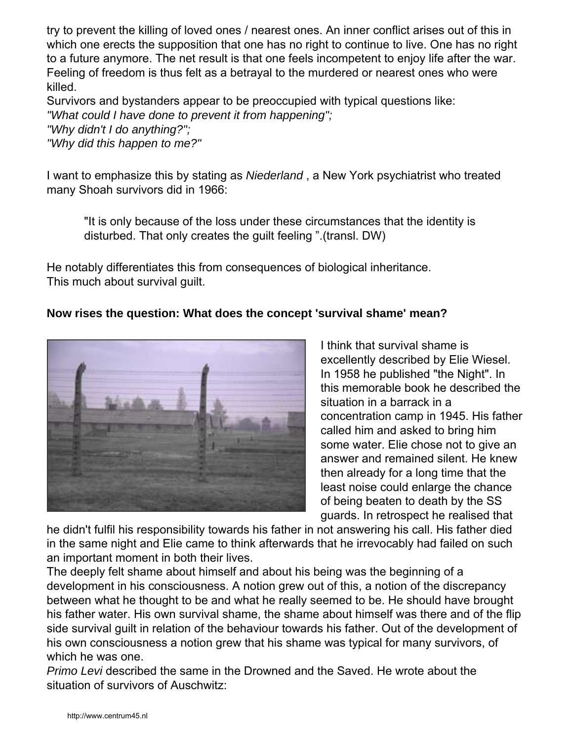try to prevent the killing of loved ones / nearest ones. An inner conflict arises out of this in which one erects the supposition that one has no right to continue to live. One has no right to a future anymore. The net result is that one feels incompetent to enjoy life after the war. Feeling of freedom is thus felt as a betrayal to the murdered or nearest ones who were killed.

Survivors and bystanders appear to be preoccupied with typical questions like:
*"What could I have done to prevent it from happening";*
*"Why didn't I do anything?";*
*"Why did this happen to me?"*

I want to emphasize this by stating as *Niederland* , a New York psychiatrist who treated many Shoah survivors did in 1966:

> "It is only because of the loss under these circumstances that the identity is disturbed. That only creates the guilt feeling ".(transl. DW)

He notably differentiates this from consequences of biological inheritance.
This much about survival guilt.

**Now rises the question: What does the concept 'survival shame' mean?**

I think that survival shame is excellently described by Elie Wiesel. In 1958 he published "the Night". In this memorable book he described the situation in a barrack in a concentration camp in 1945. His father called him and asked to bring him some water. Elie chose not to give an answer and remained silent. He knew then already for a long time that the least noise could enlarge the chance of being beaten to death by the SS guards. In retrospect he realised that he didn't fulfil his responsibility towards his father in not answering his call. His father died in the same night and Elie came to think afterwards that he irrevocably had failed on such an important moment in both their lives.

The deeply felt shame about himself and about his being was the beginning of a development in his consciousness. A notion grew out of this, a notion of the discrepancy between what he thought to be and what he really seemed to be. He should have brought his father water. His own survival shame, the shame about himself was there and of the flip side survival guilt in relation of the behaviour towards his father. Out of the development of his own consciousness a notion grew that his shame was typical for many survivors, of which he was one.

*Primo Levi* described the same in the Drowned and the Saved. He wrote about the situation of survivors of Auschwitz: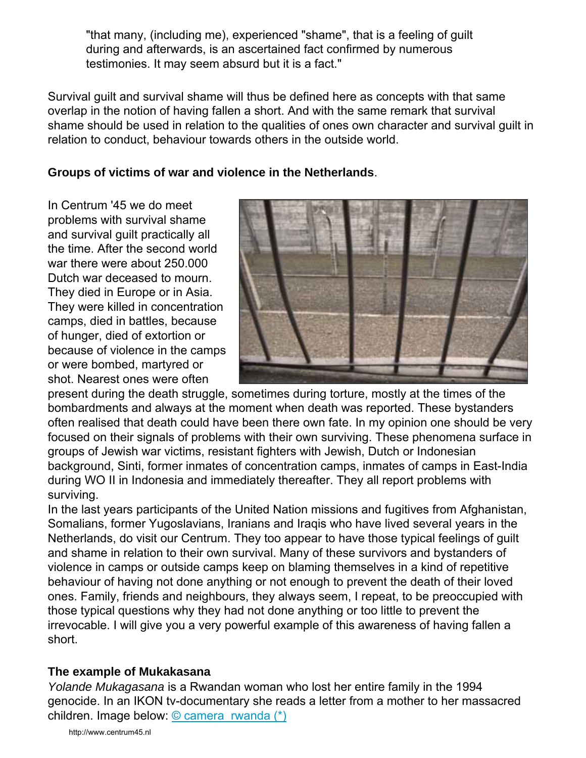"that many, (including me), experienced "shame", that is a feeling of guilt during and afterwards, is an ascertained fact confirmed by numerous testimonies. It may seem absurd but it is a fact."

Survival guilt and survival shame will thus be defined here as concepts with that same overlap in the notion of having fallen a short. And with the same remark that survival shame should be used in relation to the qualities of ones own character and survival guilt in relation to conduct, behaviour towards others in the outside world.

**Groups of victims of war and violence in the Netherlands**.

In Centrum '45 we do meet problems with survival shame and survival guilt practically all the time. After the second world war there were about 250.000 Dutch war deceased to mourn. They died in Europe or in Asia. They were killed in concentration camps, died in battles, because of hunger, died of extortion or because of violence in the camps or were bombed, martyred or shot. Nearest ones were often present during the death struggle, sometimes during torture, mostly at the times of the bombardments and always at the moment when death was reported. These bystanders often realised that death could have been there own fate. In my opinion one should be very focused on their signals of problems with their own surviving. These phenomena surface in groups of Jewish war victims, resistant fighters with Jewish, Dutch or Indonesian background, Sinti, former inmates of concentration camps, inmates of camps in East-India during WO II in Indonesia and immediately thereafter. They all report problems with surviving.

In the last years participants of the United Nation missions and fugitives from Afghanistan, Somalians, former Yugoslavians, Iranians and Iraqis who have lived several years in the Netherlands, do visit our Centrum. They too appear to have those typical feelings of guilt and shame in relation to their own survival. Many of these survivors and bystanders of violence in camps or outside camps keep on blaming themselves in a kind of repetitive behaviour of having not done anything or not enough to prevent the death of their loved ones. Family, friends and neighbours, they always seem, I repeat, to be preoccupied with those typical questions why they had not done anything or too little to prevent the irrevocable. I will give you a very powerful example of this awareness of having fallen a short.

**The example of Mukakasana**

*Yolande Mukagasana* is a Rwandan woman who lost her entire family in the 1994 genocide. In an IKON tv-documentary she reads a letter from a mother to her massacred children. Image below: © camera rwanda (*)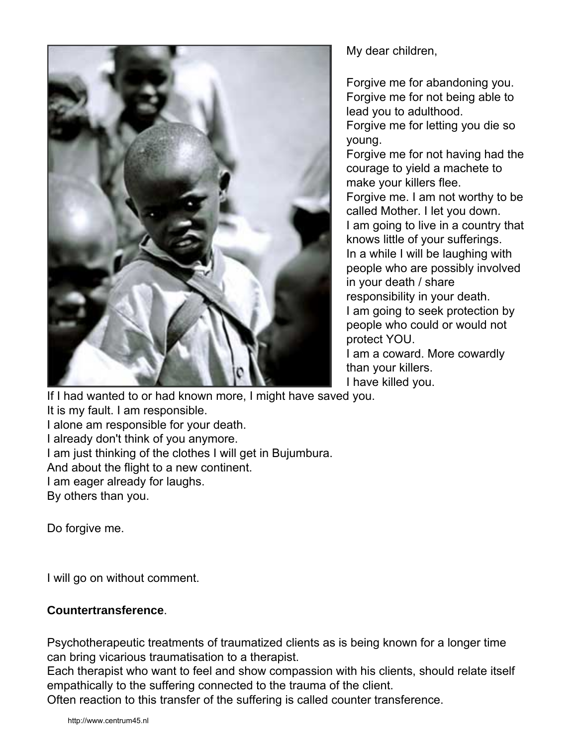My dear children,

Forgive me for abandoning you.
Forgive me for not being able to lead you to adulthood.
Forgive me for letting you die so young.
Forgive me for not having had the courage to yield a machete to make your killers flee.
Forgive me. I am not worthy to be called Mother. I let you down.
I am going to live in a country that knows little of your sufferings.
In a while I will be laughing with people who are possibly involved in your death / share responsibility in your death.
I am going to seek protection by people who could or would not protect YOU.
I am a coward. More cowardly than your killers.
I have killed you.
If I had wanted to or had known more, I might have saved you.
It is my fault. I am responsible.
I alone am responsible for your death.
I already don't think of you anymore.
I am just thinking of the clothes I will get in Bujumbura.
And about the flight to a new continent.
I am eager already for laughs.
By others than you.

Do forgive me.

I will go on without comment.

**Countertransference**.

Psychotherapeutic treatments of traumatized clients as is being known for a longer time can bring vicarious traumatisation to a therapist.
Each therapist who want to feel and show compassion with his clients, should relate itself empathically to the suffering connected to the trauma of the client.
Often reaction to this transfer of the suffering is called counter transference.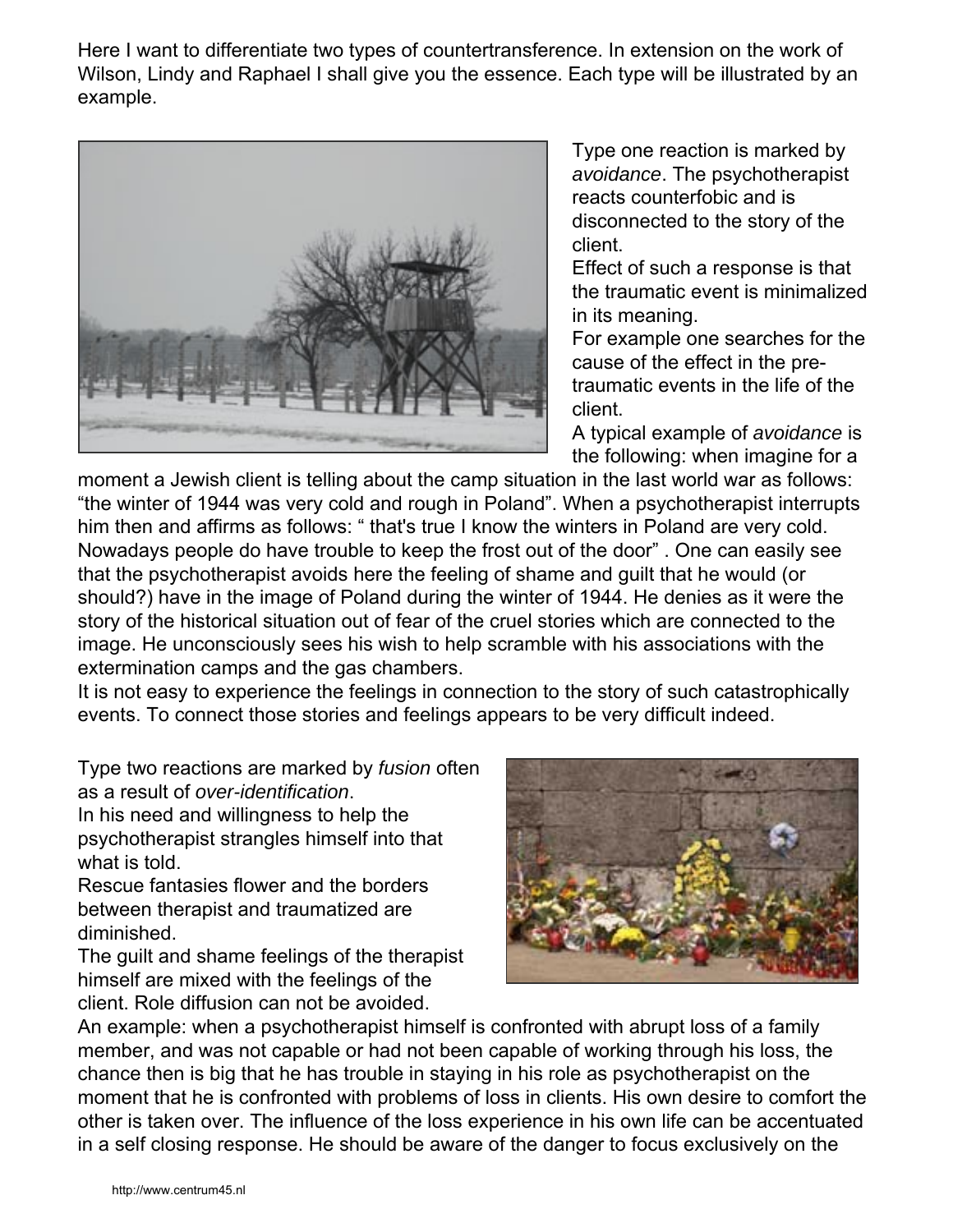Here I want to differentiate two types of countertransference. In extension on the work of Wilson, Lindy and Raphael I shall give you the essence. Each type will be illustrated by an example.

Type one reaction is marked by *avoidance*. The psychotherapist reacts counterfobic and is disconnected to the story of the client.

Effect of such a response is that the traumatic event is minimalized in its meaning.

For example one searches for the cause of the effect in the pre-traumatic events in the life of the client.

A typical example of *avoidance* is the following: when imagine for a moment a Jewish client is telling about the camp situation in the last world war as follows: "the winter of 1944 was very cold and rough in Poland". When a psychotherapist interrupts him then and affirms as follows: " that's true I know the winters in Poland are very cold. Nowadays people do have trouble to keep the frost out of the door" . One can easily see that the psychotherapist avoids here the feeling of shame and guilt that he would (or should?) have in the image of Poland during the winter of 1944. He denies as it were the story of the historical situation out of fear of the cruel stories which are connected to the image. He unconsciously sees his wish to help scramble with his associations with the extermination camps and the gas chambers.

It is not easy to experience the feelings in connection to the story of such catastrophically events. To connect those stories and feelings appears to be very difficult indeed.

Type two reactions are marked by *fusion* often as a result of *over-identification*.

In his need and willingness to help the psychotherapist strangles himself into that what is told.

Rescue fantasies flower and the borders between therapist and traumatized are diminished.

The guilt and shame feelings of the therapist himself are mixed with the feelings of the client. Role diffusion can not be avoided.

An example: when a psychotherapist himself is confronted with abrupt loss of a family member, and was not capable or had not been capable of working through his loss, the chance then is big that he has trouble in staying in his role as psychotherapist on the moment that he is confronted with problems of loss in clients. His own desire to comfort the other is taken over. The influence of the loss experience in his own life can be accentuated in a self closing response. He should be aware of the danger to focus exclusively on the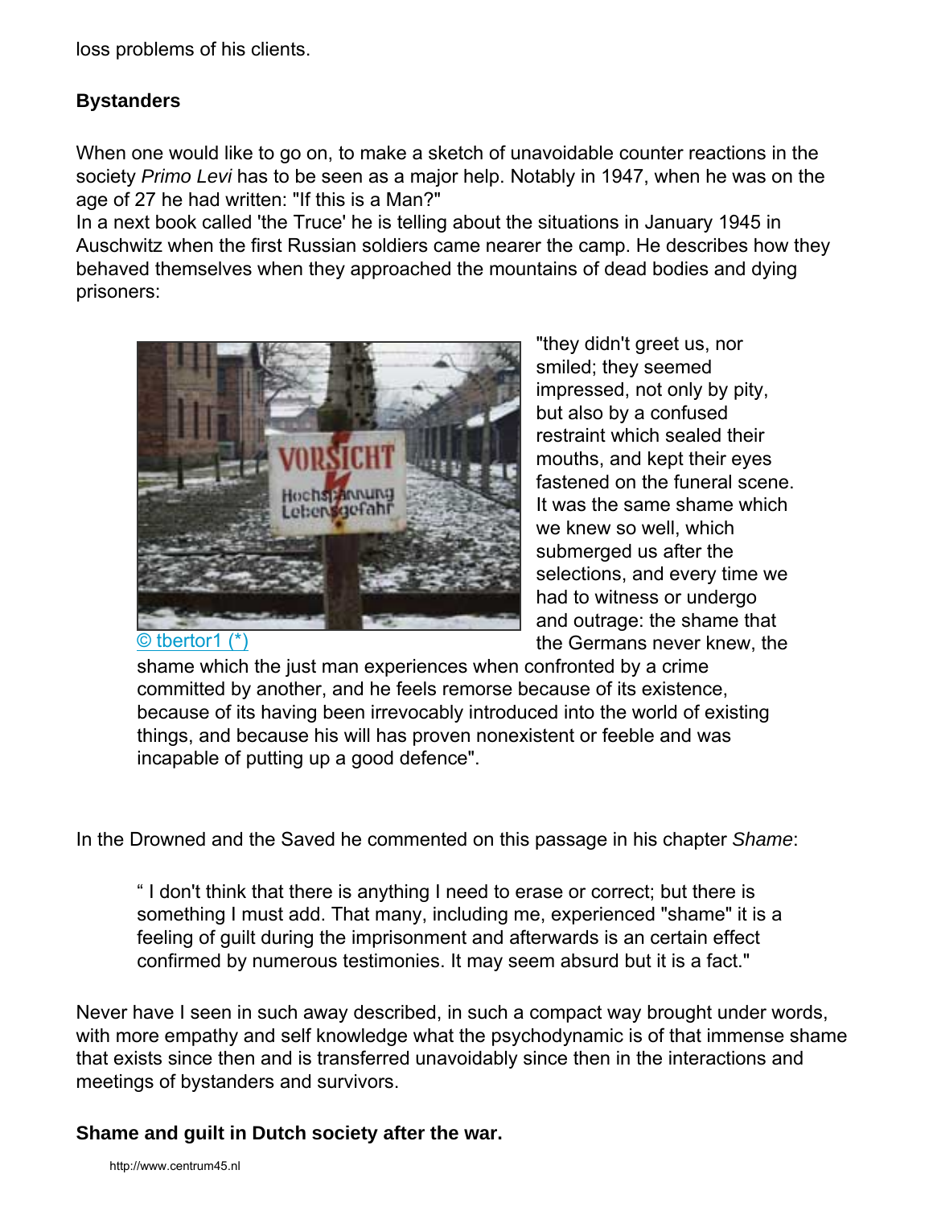loss problems of his clients.

**Bystanders**

When one would like to go on, to make a sketch of unavoidable counter reactions in the society *Primo Levi* has to be seen as a major help. Notably in 1947, when he was on the age of 27 he had written: "If this is a Man?"
In a next book called 'the Truce' he is telling about the situations in January 1945 in Auschwitz when the first Russian soldiers came nearer the camp. He describes how they behaved themselves when they approached the mountains of dead bodies and dying prisoners:

© tbertor1 (*)

> "they didn't greet us, nor smiled; they seemed impressed, not only by pity, but also by a confused restraint which sealed their mouths, and kept their eyes fastened on the funeral scene. It was the same shame which we knew so well, which submerged us after the selections, and every time we had to witness or undergo and outrage: the shame that the Germans never knew, the shame which the just man experiences when confronted by a crime committed by another, and he feels remorse because of its existence, because of its having been irrevocably introduced into the world of existing things, and because his will has proven nonexistent or feeble and was incapable of putting up a good defence".

In the Drowned and the Saved he commented on this passage in his chapter *Shame*:

> " I don't think that there is anything I need to erase or correct; but there is something I must add. That many, including me, experienced "shame" it is a feeling of guilt during the imprisonment and afterwards is an certain effect confirmed by numerous testimonies. It may seem absurd but it is a fact."

Never have I seen in such away described, in such a compact way brought under words, with more empathy and self knowledge what the psychodynamic is of that immense shame that exists since then and is transferred unavoidably since then in the interactions and meetings of bystanders and survivors.

**Shame and guilt in Dutch society after the war.**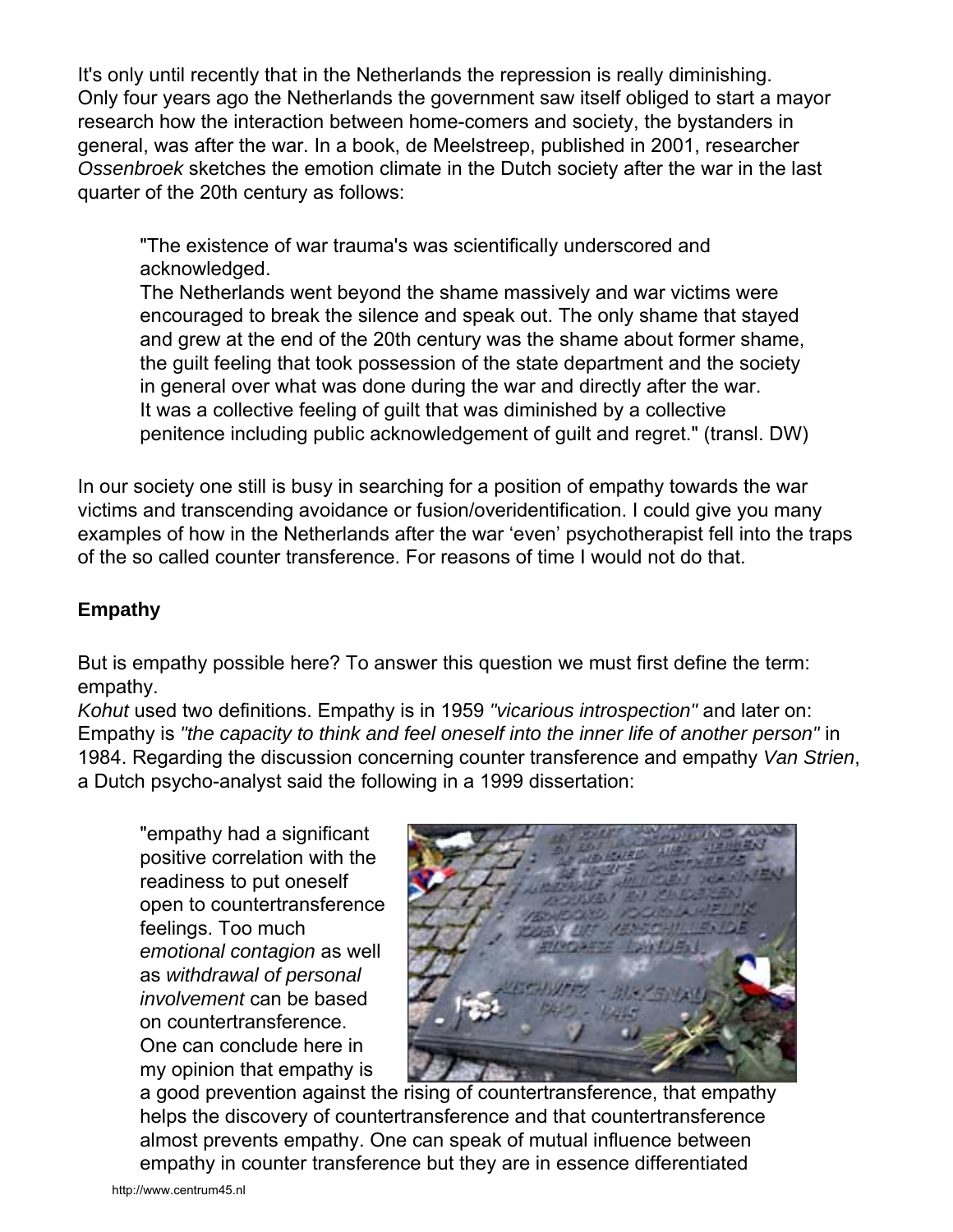It's only until recently that in the Netherlands the repression is really diminishing. Only four years ago the Netherlands the government saw itself obliged to start a mayor research how the interaction between home-comers and society, the bystanders in general, was after the war. In a book, de Meelstreep, published in 2001, researcher *Ossenbroek* sketches the emotion climate in the Dutch society after the war in the last quarter of the 20th century as follows:

> "The existence of war trauma's was scientifically underscored and acknowledged.
> The Netherlands went beyond the shame massively and war victims were encouraged to break the silence and speak out. The only shame that stayed and grew at the end of the 20th century was the shame about former shame, the guilt feeling that took possession of the state department and the society in general over what was done during the war and directly after the war.
> It was a collective feeling of guilt that was diminished by a collective penitence including public acknowledgement of guilt and regret." (transl. DW)

In our society one still is busy in searching for a position of empathy towards the war victims and transcending avoidance or fusion/overidentification. I could give you many examples of how in the Netherlands after the war 'even' psychotherapist fell into the traps of the so called counter transference. For reasons of time I would not do that.

## Empathy

But is empathy possible here? To answer this question we must first define the term: empathy.
*Kohut* used two definitions. Empathy is in 1959 *"vicarious introspection"* and later on: Empathy is *"the capacity to think and feel oneself into the inner life of another person"* in 1984. Regarding the discussion concerning counter transference and empathy *Van Strien*, a Dutch psycho-analyst said the following in a 1999 dissertation:

> "empathy had a significant positive correlation with the readiness to put oneself open to countertransference feelings. Too much *emotional contagion* as well as *withdrawal of personal involvement* can be based on countertransference. One can conclude here in my opinion that empathy is a good prevention against the rising of countertransference, that empathy helps the discovery of countertransference and that countertransference almost prevents empathy. One can speak of mutual influence between empathy in counter transference but they are in essence differentiated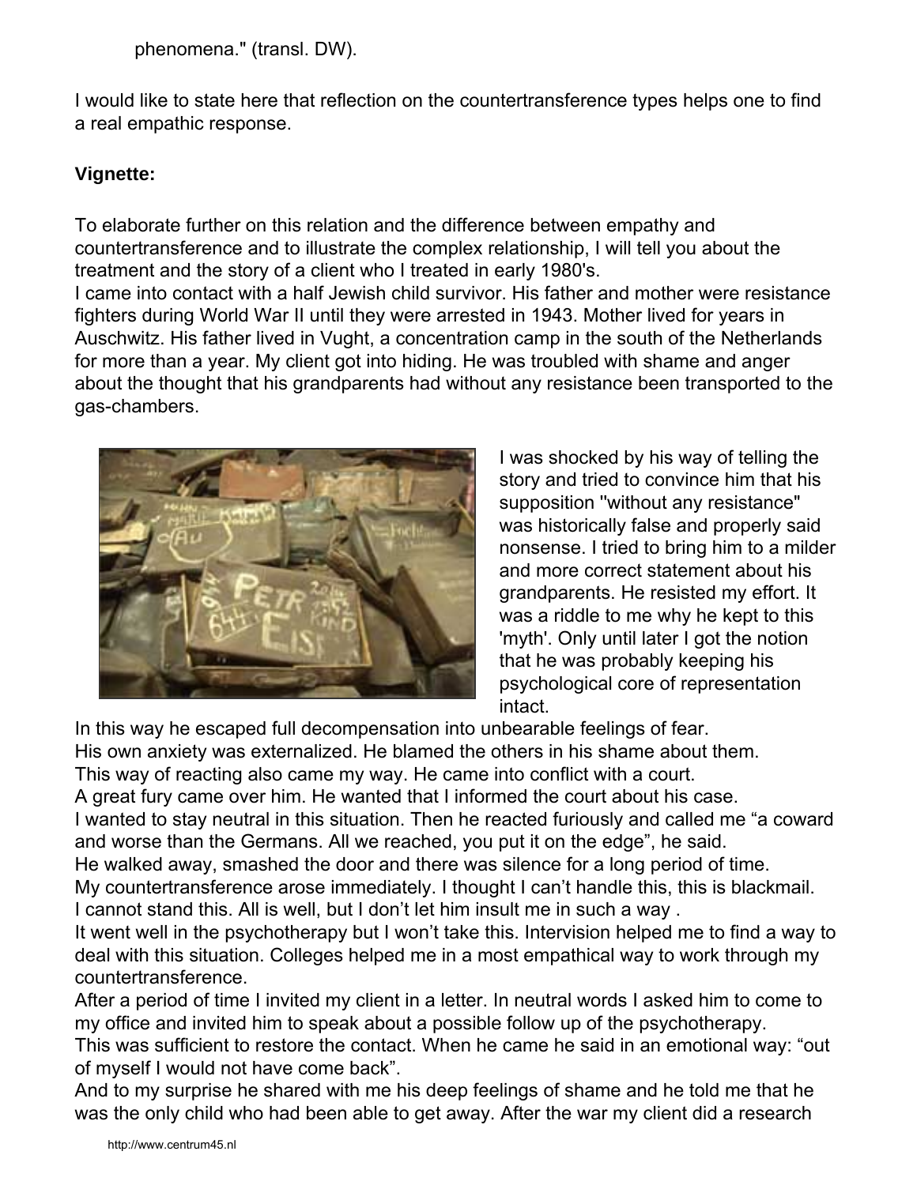phenomena." (transl. DW).

I would like to state here that reflection on the countertransference types helps one to find a real empathic response.

**Vignette:**

To elaborate further on this relation and the difference between empathy and countertransference and to illustrate the complex relationship, I will tell you about the treatment and the story of a client who I treated in early 1980's.
I came into contact with a half Jewish child survivor. His father and mother were resistance fighters during World War II until they were arrested in 1943. Mother lived for years in Auschwitz. His father lived in Vught, a concentration camp in the south of the Netherlands for more than a year. My client got into hiding. He was troubled with shame and anger about the thought that his grandparents had without any resistance been transported to the gas-chambers.

I was shocked by his way of telling the story and tried to convince him that his supposition "without any resistance" was historically false and properly said nonsense. I tried to bring him to a milder and more correct statement about his grandparents. He resisted my effort. It was a riddle to me why he kept to this 'myth'. Only until later I got the notion that he was probably keeping his psychological core of representation intact.
In this way he escaped full decompensation into unbearable feelings of fear.
His own anxiety was externalized. He blamed the others in his shame about them.
This way of reacting also came my way. He came into conflict with a court.
A great fury came over him. He wanted that I informed the court about his case.
I wanted to stay neutral in this situation. Then he reacted furiously and called me "a coward and worse than the Germans. All we reached, you put it on the edge", he said.
He walked away, smashed the door and there was silence for a long period of time.
My countertransference arose immediately. I thought I can't handle this, this is blackmail.
I cannot stand this. All is well, but I don't let him insult me in such a way .
It went well in the psychotherapy but I won't take this. Intervision helped me to find a way to deal with this situation. Colleges helped me in a most empathical way to work through my countertransference.
After a period of time I invited my client in a letter. In neutral words I asked him to come to my office and invited him to speak about a possible follow up of the psychotherapy.
This was sufficient to restore the contact. When he came he said in an emotional way: "out of myself I would not have come back".
And to my surprise he shared with me his deep feelings of shame and he told me that he was the only child who had been able to get away. After the war my client did a research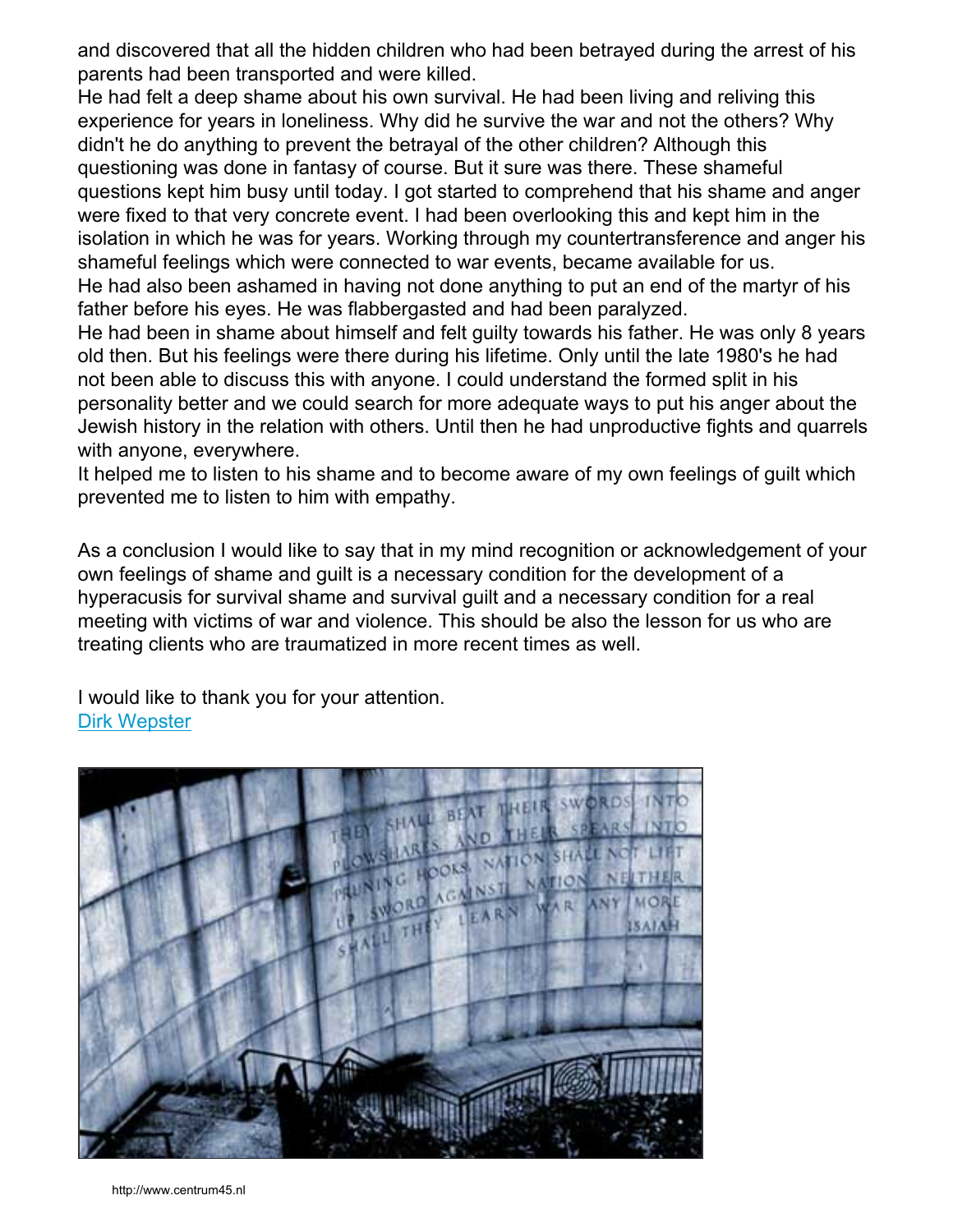and discovered that all the hidden children who had been betrayed during the arrest of his parents had been transported and were killed.
He had felt a deep shame about his own survival. He had been living and reliving this experience for years in loneliness. Why did he survive the war and not the others? Why didn't he do anything to prevent the betrayal of the other children? Although this questioning was done in fantasy of course. But it sure was there. These shameful questions kept him busy until today. I got started to comprehend that his shame and anger were fixed to that very concrete event. I had been overlooking this and kept him in the isolation in which he was for years. Working through my countertransference and anger his shameful feelings which were connected to war events, became available for us.
He had also been ashamed in having not done anything to put an end of the martyr of his father before his eyes. He was flabbergasted and had been paralyzed.
He had been in shame about himself and felt guilty towards his father. He was only 8 years old then. But his feelings were there during his lifetime. Only until the late 1980's he had not been able to discuss this with anyone. I could understand the formed split in his personality better and we could search for more adequate ways to put his anger about the Jewish history in the relation with others. Until then he had unproductive fights and quarrels with anyone, everywhere.
It helped me to listen to his shame and to become aware of my own feelings of guilt which prevented me to listen to him with empathy.

As a conclusion I would like to say that in my mind recognition or acknowledgement of your own feelings of shame and guilt is a necessary condition for the development of a hyperacusis for survival shame and survival guilt and a necessary condition for a real meeting with victims of war and violence. This should be also the lesson for us who are treating clients who are traumatized in more recent times as well.

I would like to thank you for your attention.
Dirk Wepster

http://www.centrum45.nl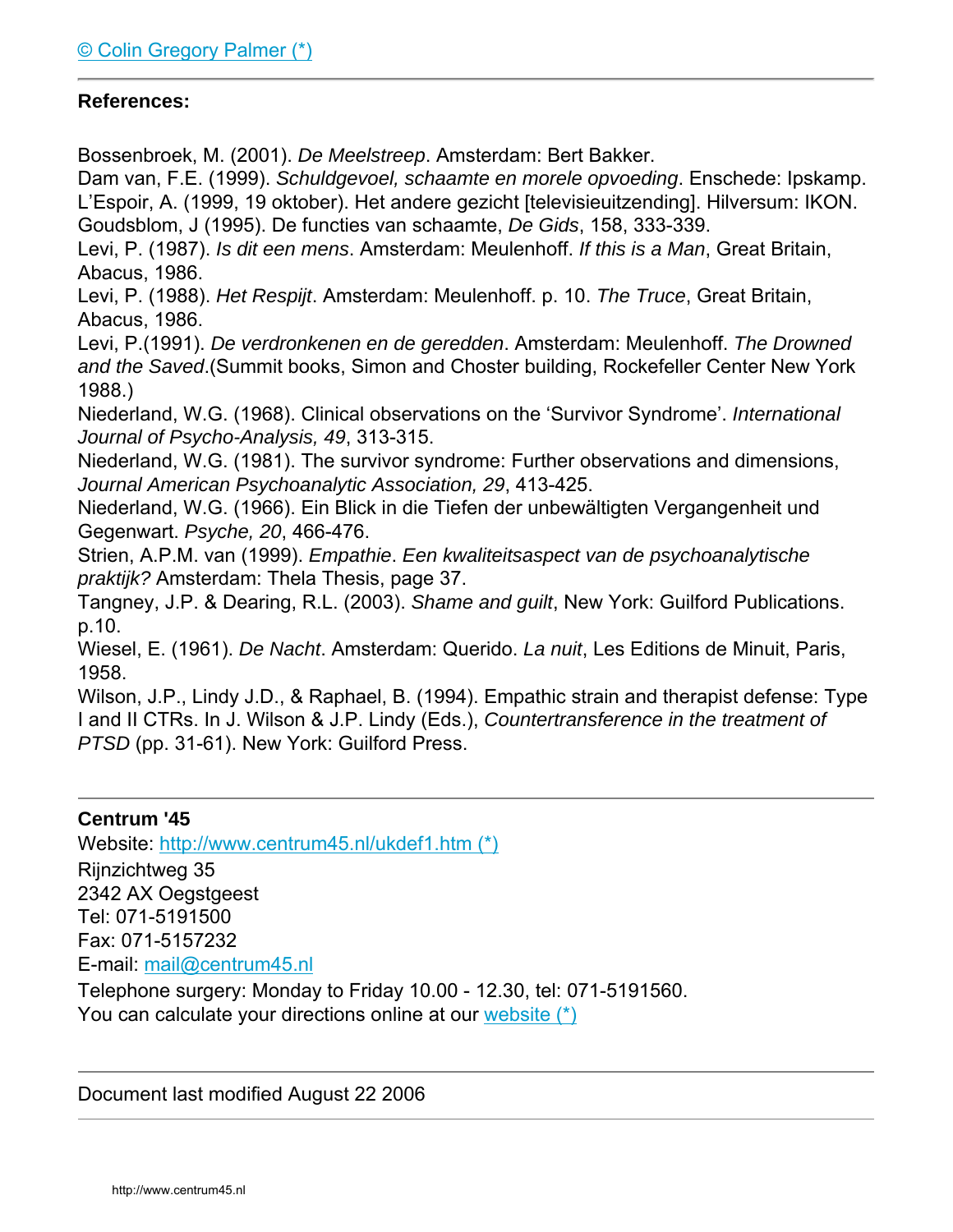© Colin Gregory Palmer (*)

---

**References:**

Bossenbroek, M. (2001). *De Meelstreep*. Amsterdam: Bert Bakker.
Dam van, F.E. (1999). *Schuldgevoel, schaamte en morele opvoeding*. Enschede: Ipskamp.
L'Espoir, A. (1999, 19 oktober). Het andere gezicht [televisieuitzending]. Hilversum: IKON.
Goudsblom, J (1995). De functies van schaamte, *De Gids*, 158, 333-339.
Levi, P. (1987). *Is dit een mens*. Amsterdam: Meulenhoff. *If this is a Man*, Great Britain, Abacus, 1986.
Levi, P. (1988). *Het Respijt*. Amsterdam: Meulenhoff. p. 10. *The Truce*, Great Britain, Abacus, 1986.
Levi, P.(1991). *De verdronkenen en de geredden*. Amsterdam: Meulenhoff. *The Drowned and the Saved*.(Summit books, Simon and Choster building, Rockefeller Center New York 1988.)
Niederland, W.G. (1968). Clinical observations on the 'Survivor Syndrome'. *International Journal of Psycho-Analysis, 49*, 313-315.
Niederland, W.G. (1981). The survivor syndrome: Further observations and dimensions, *Journal American Psychoanalytic Association, 29*, 413-425.
Niederland, W.G. (1966). Ein Blick in die Tiefen der unbewältigten Vergangenheit und Gegenwart. *Psyche, 20*, 466-476.
Strien, A.P.M. van (1999). *Empathie*. *Een kwaliteitsaspect van de psychoanalytische praktijk?* Amsterdam: Thela Thesis, page 37.
Tangney, J.P. & Dearing, R.L. (2003). *Shame and guilt*, New York: Guilford Publications. p.10.
Wiesel, E. (1961). *De Nacht*. Amsterdam: Querido. *La nuit*, Les Editions de Minuit, Paris, 1958.
Wilson, J.P., Lindy J.D., & Raphael, B. (1994). Empathic strain and therapist defense: Type I and II CTRs. In J. Wilson & J.P. Lindy (Eds.), *Countertransference in the treatment of PTSD* (pp. 31-61). New York: Guilford Press.

---

**Centrum '45**
Website: http://www.centrum45.nl/ukdef1.htm (*)
Rijnzichtweg 35
2342 AX Oegstgeest
Tel: 071-5191500
Fax: 071-5157232
E-mail: mail@centrum45.nl
Telephone surgery: Monday to Friday 10.00 - 12.30, tel: 071-5191560.
You can calculate your directions online at our website (*)

---

Document last modified August 22 2006